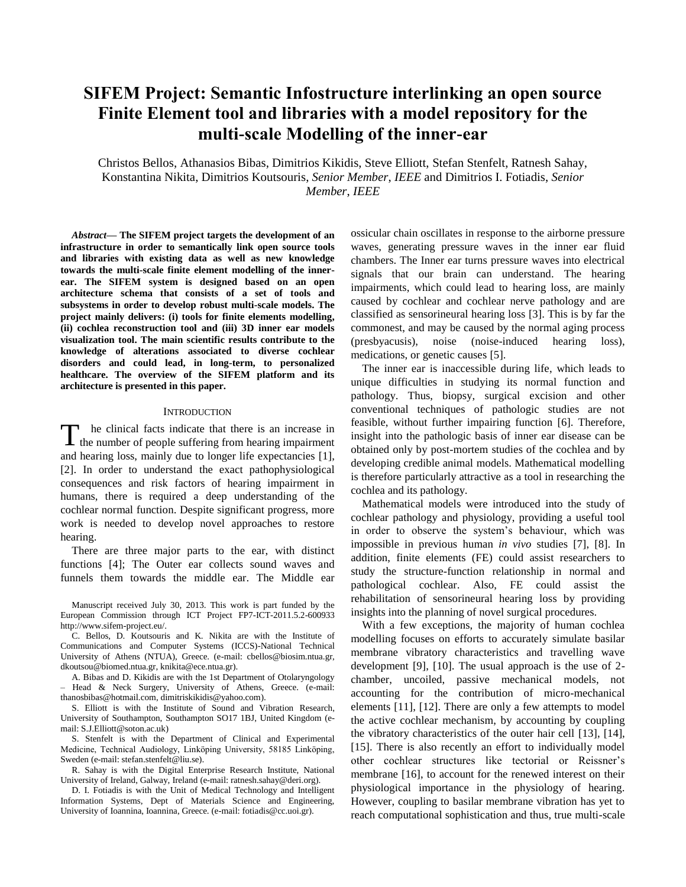# SIFEM Project: Semantic Infostructure interlinking an open source Finite Element tool and libraries with a model repository for the multi-scale Modelling of the inner-ear

Christos Bellos, Athanasios Bibas, Dimitrios Kikidis, Steve Elliott, Stefan Stenfelt, Ratnesh Sahay, Konstantina Nikita, Dimitrios Koutsouris, *Senior Member, IEEE* and Dimitrios I. Fotiadis, *Senior Member, IEEE*

***Abstract*— The SIFEM project targets the development of an infrastructure in order to semantically link open source tools and libraries with existing data as well as new knowledge towards the multi-scale finite element modelling of the inner-ear. The SIFEM system is designed based on an open architecture schema that consists of a set of tools and subsystems in order to develop robust multi-scale models. The project mainly delivers: (i) tools for finite elements modelling, (ii) cochlea reconstruction tool and (iii) 3D inner ear models visualization tool. The main scientific results contribute to the knowledge of alterations associated to diverse cochlear disorders and could lead, in long-term, to personalized healthcare. The overview of the SIFEM platform and its architecture is presented in this paper.**

## Introduction

The clinical facts indicate that there is an increase in the number of people suffering from hearing impairment and hearing loss, mainly due to longer life expectancies [1], [2]. In order to understand the exact pathophysiological consequences and risk factors of hearing impairment in humans, there is required a deep understanding of the cochlear normal function. Despite significant progress, more work is needed to develop novel approaches to restore hearing.

There are three major parts to the ear, with distinct functions [4]; The Outer ear collects sound waves and funnels them towards the middle ear. The Middle ear ossicular chain oscillates in response to the airborne pressure waves, generating pressure waves in the inner ear fluid chambers. The Inner ear turns pressure waves into electrical signals that our brain can understand. The hearing impairments, which could lead to hearing loss, are mainly caused by cochlear and cochlear nerve pathology and are classified as sensorineural hearing loss [3]. This is by far the commonest, and may be caused by the normal aging process (presbyacusis), noise (noise-induced hearing loss), medications, or genetic causes [5].

The inner ear is inaccessible during life, which leads to unique difficulties in studying its normal function and pathology. Thus, biopsy, surgical excision and other conventional techniques of pathologic studies are not feasible, without further impairing function [6]. Therefore, insight into the pathologic basis of inner ear disease can be obtained only by post-mortem studies of the cochlea and by developing credible animal models. Mathematical modelling is therefore particularly attractive as a tool in researching the cochlea and its pathology.

Mathematical models were introduced into the study of cochlear pathology and physiology, providing a useful tool in order to observe the system's behaviour, which was impossible in previous human *in vivo* studies [7], [8]. In addition, finite elements (FE) could assist researchers to study the structure-function relationship in normal and pathological cochlear. Also, FE could assist the rehabilitation of sensorineural hearing loss by providing insights into the planning of novel surgical procedures.

With a few exceptions, the majority of human cochlea modelling focuses on efforts to accurately simulate basilar membrane vibratory characteristics and travelling wave development [9], [10]. The usual approach is the use of 2-chamber, uncoiled, passive mechanical models, not accounting for the contribution of micro-mechanical elements [11], [12]. There are only a few attempts to model the active cochlear mechanism, by accounting by coupling the vibratory characteristics of the outer hair cell [13], [14], [15]. There is also recently an effort to individually model other cochlear structures like tectorial or Reissner's membrane [16], to account for the renewed interest on their physiological importance in the physiology of hearing. However, coupling to basilar membrane vibration has yet to reach computational sophistication and thus, true multi-scale

Manuscript received July 30, 2013. This work is part funded by the European Commission through ICT Project FP7-ICT-2011.5.2-600933 http://www.sifem-project.eu/.

C. Bellos, D. Koutsouris and K. Nikita are with the Institute of Communications and Computer Systems (ICCS)-National Technical University of Athens (NTUA), Greece. (e-mail: cbellos@biosim.ntua.gr, dkoutsou@biomed.ntua.gr, knikita@ece.ntua.gr).

A. Bibas and D. Kikidis are with the 1st Department of Otolaryngology – Head & Neck Surgery, University of Athens, Greece. (e-mail: thanosbibas@hotmail.com, dimitriskikidis@yahoo.com).

S. Elliott is with the Institute of Sound and Vibration Research, University of Southampton, Southampton SO17 1BJ, United Kingdom (e-mail: S.J.Elliott@soton.ac.uk)

S. Stenfelt is with the Department of Clinical and Experimental Medicine, Technical Audiology, Linköping University, 58185 Linköping, Sweden (e-mail: stefan.stenfelt@liu.se).

R. Sahay is with the Digital Enterprise Research Institute, National University of Ireland, Galway, Ireland (e-mail: ratnesh.sahay@deri.org).

D. I. Fotiadis is with the Unit of Medical Technology and Intelligent Information Systems, Dept of Materials Science and Engineering, University of Ioannina, Ioannina, Greece. (e-mail: fotiadis@cc.uoi.gr).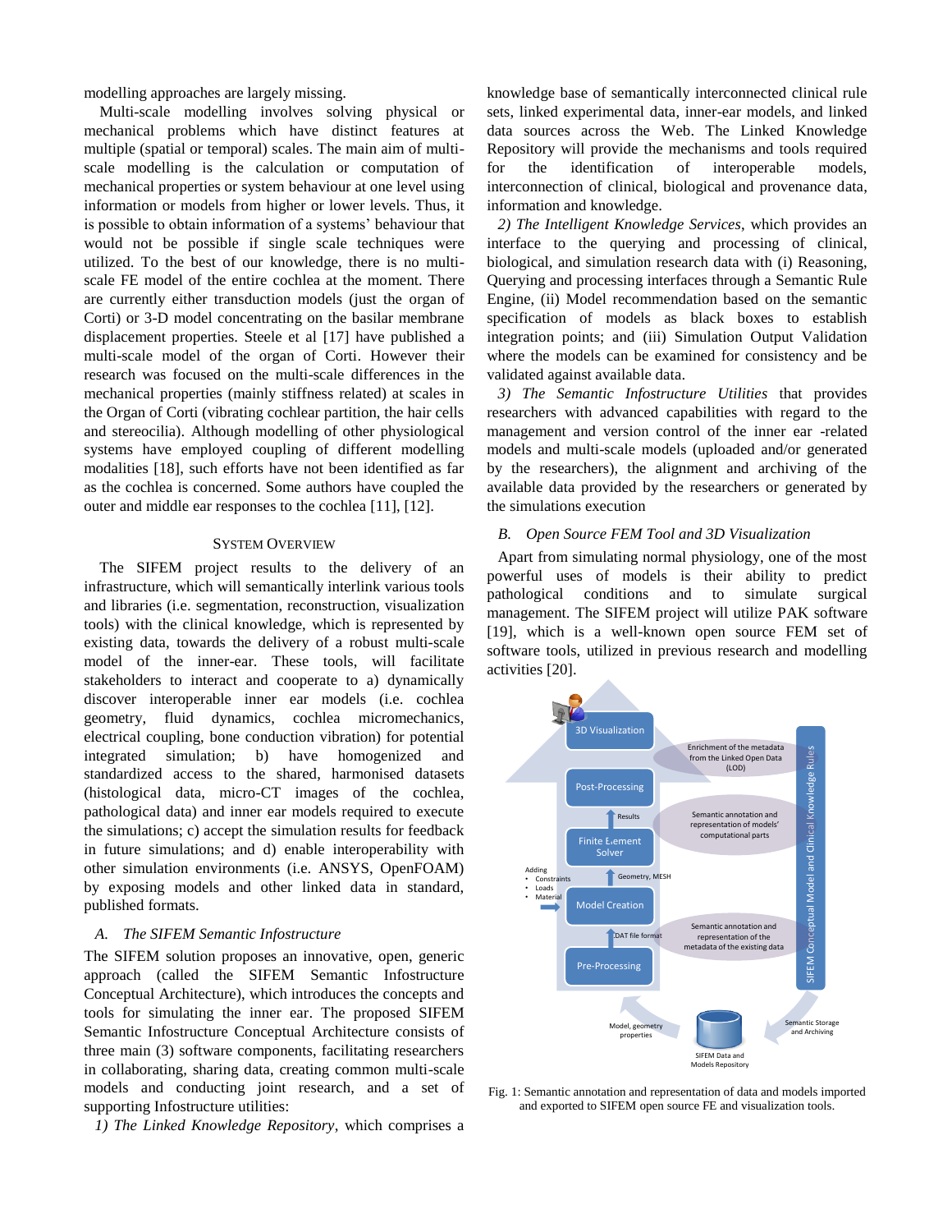modelling approaches are largely missing.

Multi-scale modelling involves solving physical or mechanical problems which have distinct features at multiple (spatial or temporal) scales. The main aim of multi-scale modelling is the calculation or computation of mechanical properties or system behaviour at one level using information or models from higher or lower levels. Thus, it is possible to obtain information of a systems' behaviour that would not be possible if single scale techniques were utilized. To the best of our knowledge, there is no multi-scale FE model of the entire cochlea at the moment. There are currently either transduction models (just the organ of Corti) or 3-D model concentrating on the basilar membrane displacement properties. Steele et al [17] have published a multi-scale model of the organ of Corti. However their research was focused on the multi-scale differences in the mechanical properties (mainly stiffness related) at scales in the Organ of Corti (vibrating cochlear partition, the hair cells and stereocilia). Although modelling of other physiological systems have employed coupling of different modelling modalities [18], such efforts have not been identified as far as the cochlea is concerned. Some authors have coupled the outer and middle ear responses to the cochlea [11], [12].

## System Overview

The SIFEM project results to the delivery of an infrastructure, which will semantically interlink various tools and libraries (i.e. segmentation, reconstruction, visualization tools) with the clinical knowledge, which is represented by existing data, towards the delivery of a robust multi-scale model of the inner-ear. These tools, will facilitate stakeholders to interact and cooperate to a) dynamically discover interoperable inner ear models (i.e. cochlea geometry, fluid dynamics, cochlea micromechanics, electrical coupling, bone conduction vibration) for potential integrated simulation; b) have homogenized and standardized access to the shared, harmonised datasets (histological data, micro-CT images of the cochlea, pathological data) and inner ear models required to execute the simulations; c) accept the simulation results for feedback in future simulations; and d) enable interoperability with other simulation environments (i.e. ANSYS, OpenFOAM) by exposing models and other linked data in standard, published formats.

### A. The SIFEM Semantic Infostructure

The SIFEM solution proposes an innovative, open, generic approach (called the SIFEM Semantic Infostructure Conceptual Architecture), which introduces the concepts and tools for simulating the inner ear. The proposed SIFEM Semantic Infostructure Conceptual Architecture consists of three main (3) software components, facilitating researchers in collaborating, sharing data, creating common multi-scale models and conducting joint research, and a set of supporting Infostructure utilities:

1) *The Linked Knowledge Repository*, which comprises a knowledge base of semantically interconnected clinical rule sets, linked experimental data, inner-ear models, and linked data sources across the Web. The Linked Knowledge Repository will provide the mechanisms and tools required for the identification of interoperable models, interconnection of clinical, biological and provenance data, information and knowledge.

2) *The Intelligent Knowledge Services*, which provides an interface to the querying and processing of clinical, biological, and simulation research data with (i) Reasoning, Querying and processing interfaces through a Semantic Rule Engine, (ii) Model recommendation based on the semantic specification of models as black boxes to establish integration points; and (iii) Simulation Output Validation where the models can be examined for consistency and be validated against available data.

3) *The Semantic Infostructure Utilities* that provides researchers with advanced capabilities with regard to the management and version control of the inner ear -related models and multi-scale models (uploaded and/or generated by the researchers), the alignment and archiving of the available data provided by the researchers or generated by the simulations execution

### B. Open Source FEM Tool and 3D Visualization

Apart from simulating normal physiology, one of the most powerful uses of models is their ability to predict pathological conditions and to simulate surgical management. The SIFEM project will utilize PAK software [19], which is a well-known open source FEM set of software tools, utilized in previous research and modelling activities [20].

3D Visualization
Post-Processing
Results
Finite Element Solver
Geometry, MESH
Model Creation
.DAT file format
Pre-Processing
Adding
- Constraints
- Loads
- Material
Enrichment of the metadata from the Linked Open Data (LOD)
Semantic annotation and representation of models' computational parts
Semantic annotation and representation of the metadata of the existing data
SIFEM Conceptual Model and Clinical Knowledge Rules
Model, geometry properties
SIFEM Data and Models Repository
Semantic Storage and Archiving

Fig. 1: Semantic annotation and representation of data and models imported and exported to SIFEM open source FE and visualization tools.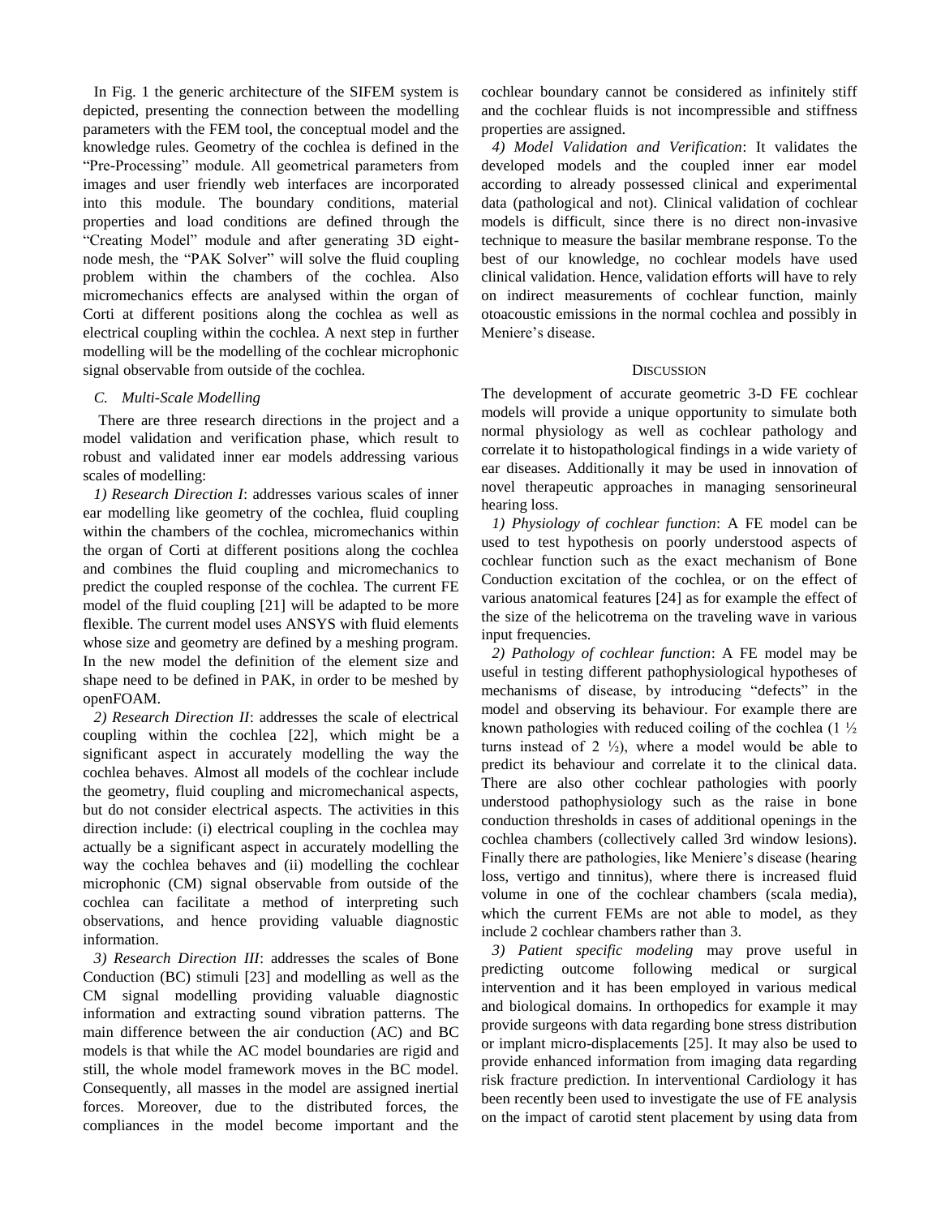In Fig. 1 the generic architecture of the SIFEM system is depicted, presenting the connection between the modelling parameters with the FEM tool, the conceptual model and the knowledge rules. Geometry of the cochlea is defined in the "Pre-Processing" module. All geometrical parameters from images and user friendly web interfaces are incorporated into this module. The boundary conditions, material properties and load conditions are defined through the "Creating Model" module and after generating 3D eight-node mesh, the "PAK Solver" will solve the fluid coupling problem within the chambers of the cochlea. Also micromechanics effects are analysed within the organ of Corti at different positions along the cochlea as well as electrical coupling within the cochlea. A next step in further modelling will be the modelling of the cochlear microphonic signal observable from outside of the cochlea.

### *C. Multi-Scale Modelling*

There are three research directions in the project and a model validation and verification phase, which result to robust and validated inner ear models addressing various scales of modelling:

*1) Research Direction I*: addresses various scales of inner ear modelling like geometry of the cochlea, fluid coupling within the chambers of the cochlea, micromechanics within the organ of Corti at different positions along the cochlea and combines the fluid coupling and micromechanics to predict the coupled response of the cochlea. The current FE model of the fluid coupling [21] will be adapted to be more flexible. The current model uses ANSYS with fluid elements whose size and geometry are defined by a meshing program. In the new model the definition of the element size and shape need to be defined in PAK, in order to be meshed by openFOAM.

*2) Research Direction II*: addresses the scale of electrical coupling within the cochlea [22], which might be a significant aspect in accurately modelling the way the cochlea behaves. Almost all models of the cochlear include the geometry, fluid coupling and micromechanical aspects, but do not consider electrical aspects. The activities in this direction include: (i) electrical coupling in the cochlea may actually be a significant aspect in accurately modelling the way the cochlea behaves and (ii) modelling the cochlear microphonic (CM) signal observable from outside of the cochlea can facilitate a method of interpreting such observations, and hence providing valuable diagnostic information.

*3) Research Direction III*: addresses the scales of Bone Conduction (BC) stimuli [23] and modelling as well as the CM signal modelling providing valuable diagnostic information and extracting sound vibration patterns. The main difference between the air conduction (AC) and BC models is that while the AC model boundaries are rigid and still, the whole model framework moves in the BC model. Consequently, all masses in the model are assigned inertial forces. Moreover, due to the distributed forces, the compliances in the model become important and the cochlear boundary cannot be considered as infinitely stiff and the cochlear fluids is not incompressible and stiffness properties are assigned.

*4) Model Validation and Verification*: It validates the developed models and the coupled inner ear model according to already possessed clinical and experimental data (pathological and not). Clinical validation of cochlear models is difficult, since there is no direct non-invasive technique to measure the basilar membrane response. To the best of our knowledge, no cochlear models have used clinical validation. Hence, validation efforts will have to rely on indirect measurements of cochlear function, mainly otoacoustic emissions in the normal cochlea and possibly in Meniere's disease.

## Discussion

The development of accurate geometric 3-D FE cochlear models will provide a unique opportunity to simulate both normal physiology as well as cochlear pathology and correlate it to histopathological findings in a wide variety of ear diseases. Additionally it may be used in innovation of novel therapeutic approaches in managing sensorineural hearing loss.

*1) Physiology of cochlear function*: A FE model can be used to test hypothesis on poorly understood aspects of cochlear function such as the exact mechanism of Bone Conduction excitation of the cochlea, or on the effect of various anatomical features [24] as for example the effect of the size of the helicotrema on the traveling wave in various input frequencies.

*2) Pathology of cochlear function*: A FE model may be useful in testing different pathophysiological hypotheses of mechanisms of disease, by introducing "defects" in the model and observing its behaviour. For example there are known pathologies with reduced coiling of the cochlea (1 ½ turns instead of 2 ½), where a model would be able to predict its behaviour and correlate it to the clinical data. There are also other cochlear pathologies with poorly understood pathophysiology such as the raise in bone conduction thresholds in cases of additional openings in the cochlea chambers (collectively called 3rd window lesions). Finally there are pathologies, like Meniere's disease (hearing loss, vertigo and tinnitus), where there is increased fluid volume in one of the cochlear chambers (scala media), which the current FEMs are not able to model, as they include 2 cochlear chambers rather than 3.

*3) Patient specific modeling* may prove useful in predicting outcome following medical or surgical intervention and it has been employed in various medical and biological domains. In orthopedics for example it may provide surgeons with data regarding bone stress distribution or implant micro-displacements [25]. It may also be used to provide enhanced information from imaging data regarding risk fracture prediction. In interventional Cardiology it has been recently been used to investigate the use of FE analysis on the impact of carotid stent placement by using data from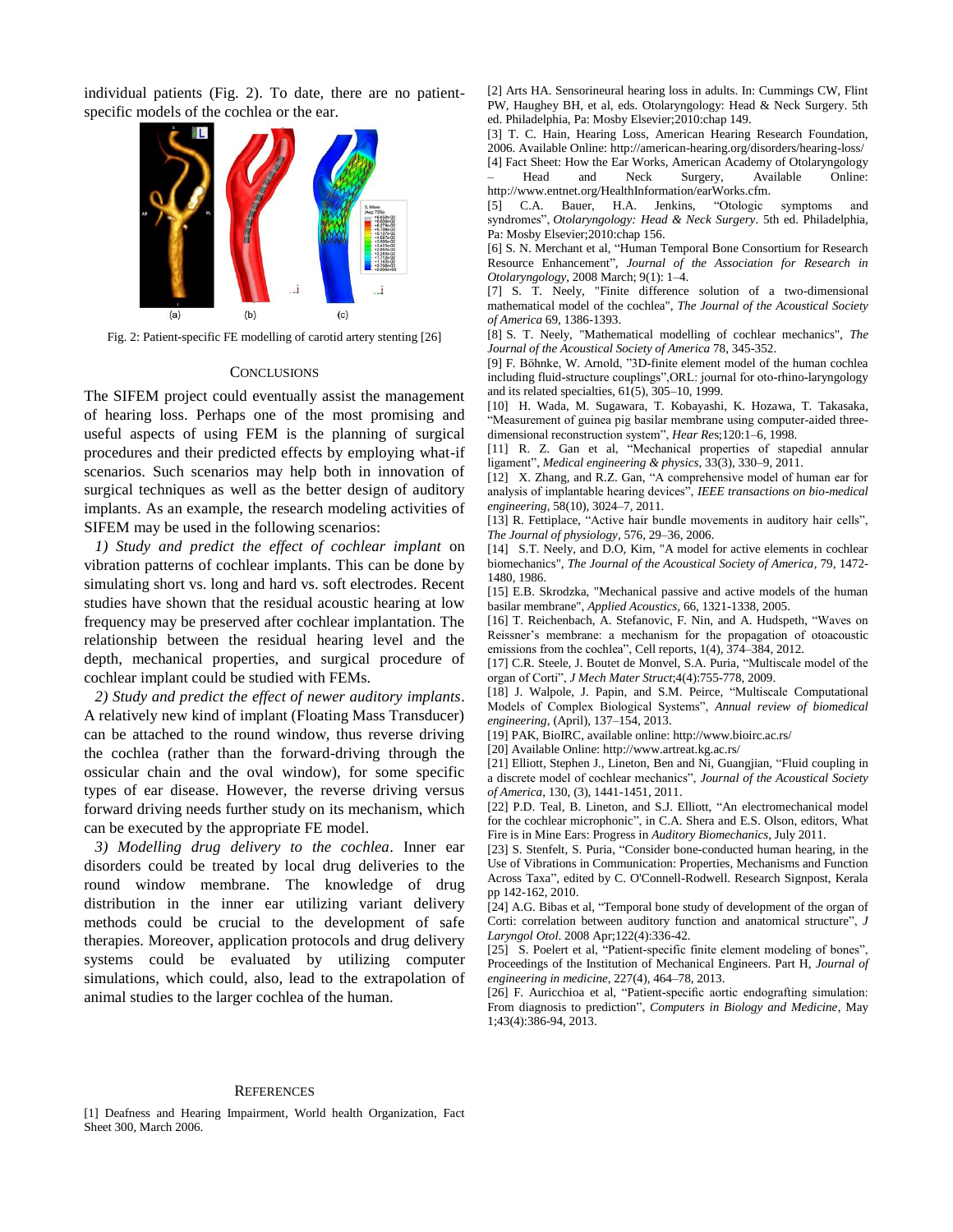individual patients (Fig. 2). To date, there are no patient-specific models of the cochlea or the ear.

Fig. 2: Patient-specific FE modelling of carotid artery stenting [26]

## CONCLUSIONS

The SIFEM project could eventually assist the management of hearing loss. Perhaps one of the most promising and useful aspects of using FEM is the planning of surgical procedures and their predicted effects by employing what-if scenarios. Such scenarios may help both in innovation of surgical techniques as well as the better design of auditory implants. As an example, the research modeling activities of SIFEM may be used in the following scenarios:

*1) Study and predict the effect of cochlear implant* on vibration patterns of cochlear implants. This can be done by simulating short vs. long and hard vs. soft electrodes. Recent studies have shown that the residual acoustic hearing at low frequency may be preserved after cochlear implantation. The relationship between the residual hearing level and the depth, mechanical properties, and surgical procedure of cochlear implant could be studied with FEMs.

*2) Study and predict the effect of newer auditory implants*. A relatively new kind of implant (Floating Mass Transducer) can be attached to the round window, thus reverse driving the cochlea (rather than the forward-driving through the ossicular chain and the oval window), for some specific types of ear disease. However, the reverse driving versus forward driving needs further study on its mechanism, which can be executed by the appropriate FE model.

*3) Modelling drug delivery to the cochlea*. Inner ear disorders could be treated by local drug deliveries to the round window membrane. The knowledge of drug distribution in the inner ear utilizing variant delivery methods could be crucial to the development of safe therapies. Moreover, application protocols and drug delivery systems could be evaluated by utilizing computer simulations, which could, also, lead to the extrapolation of animal studies to the larger cochlea of the human.

## REFERENCES

[1] Deafness and Hearing Impairment, World health Organization, Fact Sheet 300, March 2006.

[2] Arts HA. Sensorineural hearing loss in adults. In: Cummings CW, Flint PW, Haughey BH, et al, eds. Otolaryngology: Head & Neck Surgery. 5th ed. Philadelphia, Pa: Mosby Elsevier;2010:chap 149.

[3] T. C. Hain, Hearing Loss, American Hearing Research Foundation, 2006. Available Online: http://american-hearing.org/disorders/hearing-loss/

[4] Fact Sheet: How the Ear Works, American Academy of Otolaryngology – Head and Neck Surgery, Available Online: http://www.entnet.org/HealthInformation/earWorks.cfm.

[5] C.A. Bauer, H.A. Jenkins, "Otologic symptoms and syndromes", *Otolaryngology: Head & Neck Surgery*. 5th ed. Philadelphia, Pa: Mosby Elsevier;2010:chap 156.

[6] S. N. Merchant et al, "Human Temporal Bone Consortium for Research Resource Enhancement", *Journal of the Association for Research in Otolaryngology*, 2008 March; 9(1): 1–4.

[7] S. T. Neely, "Finite difference solution of a two-dimensional mathematical model of the cochlea", *The Journal of the Acoustical Society of America* 69, 1386-1393.

[8] S. T. Neely, "Mathematical modelling of cochlear mechanics", *The Journal of the Acoustical Society of America* 78, 345-352.

[9] F. Böhnke, W. Arnold, "3D-finite element model of the human cochlea including fluid-structure couplings",ORL: journal for oto-rhino-laryngology and its related specialties, 61(5), 305–10, 1999.

[10] H. Wada, M. Sugawara, T. Kobayashi, K. Hozawa, T. Takasaka, "Measurement of guinea pig basilar membrane using computer-aided three-dimensional reconstruction system", *Hear Res*;120:1–6, 1998.

[11] R. Z. Gan et al, "Mechanical properties of stapedial annular ligament", *Medical engineering & physics*, 33(3), 330–9, 2011.

[12] X. Zhang, and R.Z. Gan, "A comprehensive model of human ear for analysis of implantable hearing devices", *IEEE transactions on bio-medical engineering*, 58(10), 3024–7, 2011.

[13] R. Fettiplace, "Active hair bundle movements in auditory hair cells", *The Journal of physiology*, 576, 29–36, 2006.

[14] S.T. Neely, and D.O, Kim, "A model for active elements in cochlear biomechanics", *The Journal of the Acoustical Society of America*, 79, 1472-1480, 1986.

[15] E.B. Skrodzka, "Mechanical passive and active models of the human basilar membrane", *Applied Acoustics*, 66, 1321-1338, 2005.

[16] T. Reichenbach, A. Stefanovic, F. Nin, and A. Hudspeth, "Waves on Reissner's membrane: a mechanism for the propagation of otoacoustic emissions from the cochlea", Cell reports, 1(4), 374–384, 2012.

[17] C.R. Steele, J. Boutet de Monvel, S.A. Puria, "Multiscale model of the organ of Corti", *J Mech Mater Struct*;4(4):755-778, 2009.

[18] J. Walpole, J. Papin, and S.M. Peirce, "Multiscale Computational Models of Complex Biological Systems", *Annual review of biomedical engineering*, (April), 137–154, 2013.

[19] PAK, BioIRC, available online: http://www.bioirc.ac.rs/

[20] Available Online: http://www.artreat.kg.ac.rs/

[21] Elliott, Stephen J., Lineton, Ben and Ni, Guangjian, "Fluid coupling in a discrete model of cochlear mechanics", *Journal of the Acoustical Society of America*, 130, (3), 1441-1451, 2011.

[22] P.D. Teal, B. Lineton, and S.J. Elliott, "An electromechanical model for the cochlear microphonic", in C.A. Shera and E.S. Olson, editors, What Fire is in Mine Ears: Progress in *Auditory Biomechanics*, July 2011.

[23] S. Stenfelt, S. Puria, "Consider bone-conducted human hearing, in the Use of Vibrations in Communication: Properties, Mechanisms and Function Across Taxa", edited by C. O'Connell-Rodwell. Research Signpost, Kerala pp 142-162, 2010.

[24] A.G. Bibas et al, "Temporal bone study of development of the organ of Corti: correlation between auditory function and anatomical structure", *J Laryngol Otol*. 2008 Apr;122(4):336-42.

[25] S. Poelert et al, "Patient-specific finite element modeling of bones", Proceedings of the Institution of Mechanical Engineers. Part H, *Journal of engineering in medicine*, 227(4), 464–78, 2013.

[26] F. Auricchioa et al, "Patient-specific aortic endografting simulation: From diagnosis to prediction", *Computers in Biology and Medicine*, May 1;43(4):386-94, 2013.